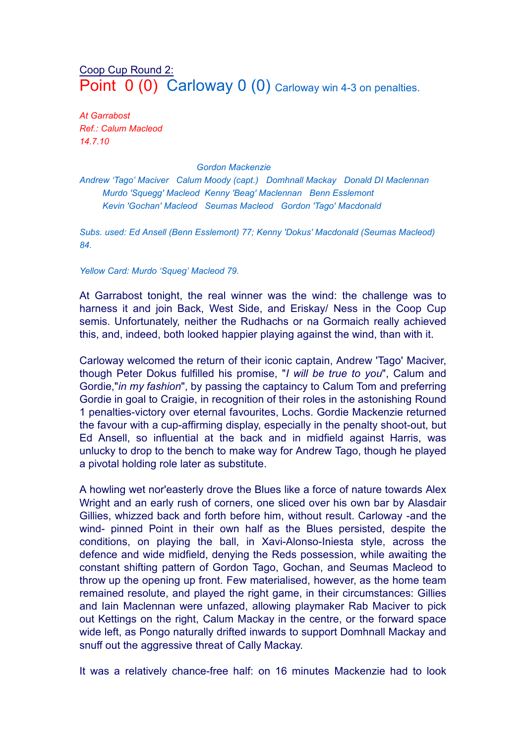Coop Cup Round 2:

# Point 0 (0) Carloway 0 (0) Carloway win 4-3 on penalties.

*At Garrabost*
*Ref.: Calum Macleod*
*14.7.10*

*Gordon Mackenzie*
*Andrew 'Tago' Maciver Calum Moody (capt.) Domhnall Mackay Donald DI Maclennan*
*Murdo 'Squegg' Macleod Kenny 'Beag' Maclennan Benn Esslemont*
*Kevin 'Gochan' Macleod Seumas Macleod Gordon 'Tago' Macdonald*

*Subs. used: Ed Ansell (Benn Esslemont) 77; Kenny 'Dokus' Macdonald (Seumas Macleod) 84.*

*Yellow Card: Murdo 'Squeg' Macleod 79.*

At Garrabost tonight, the real winner was the wind: the challenge was to harness it and join Back, West Side, and Eriskay/ Ness in the Coop Cup semis. Unfortunately, neither the Rudhachs or na Gormaich really achieved this, and, indeed, both looked happier playing against the wind, than with it.

Carloway welcomed the return of their iconic captain, Andrew 'Tago' Maciver, though Peter Dokus fulfilled his promise, "*I will be true to you*", Calum and Gordie,"*in my fashion*", by passing the captaincy to Calum Tom and preferring Gordie in goal to Craigie, in recognition of their roles in the astonishing Round 1 penalties-victory over eternal favourites, Lochs. Gordie Mackenzie returned the favour with a cup-affirming display, especially in the penalty shoot-out, but Ed Ansell, so influential at the back and in midfield against Harris, was unlucky to drop to the bench to make way for Andrew Tago, though he played a pivotal holding role later as substitute.

A howling wet nor'easterly drove the Blues like a force of nature towards Alex Wright and an early rush of corners, one sliced over his own bar by Alasdair Gillies, whizzed back and forth before him, without result. Carloway -and the wind- pinned Point in their own half as the Blues persisted, despite the conditions, on playing the ball, in Xavi-Alonso-Iniesta style, across the defence and wide midfield, denying the Reds possession, while awaiting the constant shifting pattern of Gordon Tago, Gochan, and Seumas Macleod to throw up the opening up front. Few materialised, however, as the home team remained resolute, and played the right game, in their circumstances: Gillies and Iain Maclennan were unfazed, allowing playmaker Rab Maciver to pick out Kettings on the right, Calum Mackay in the centre, or the forward space wide left, as Pongo naturally drifted inwards to support Domhnall Mackay and snuff out the aggressive threat of Cally Mackay.

It was a relatively chance-free half: on 16 minutes Mackenzie had to look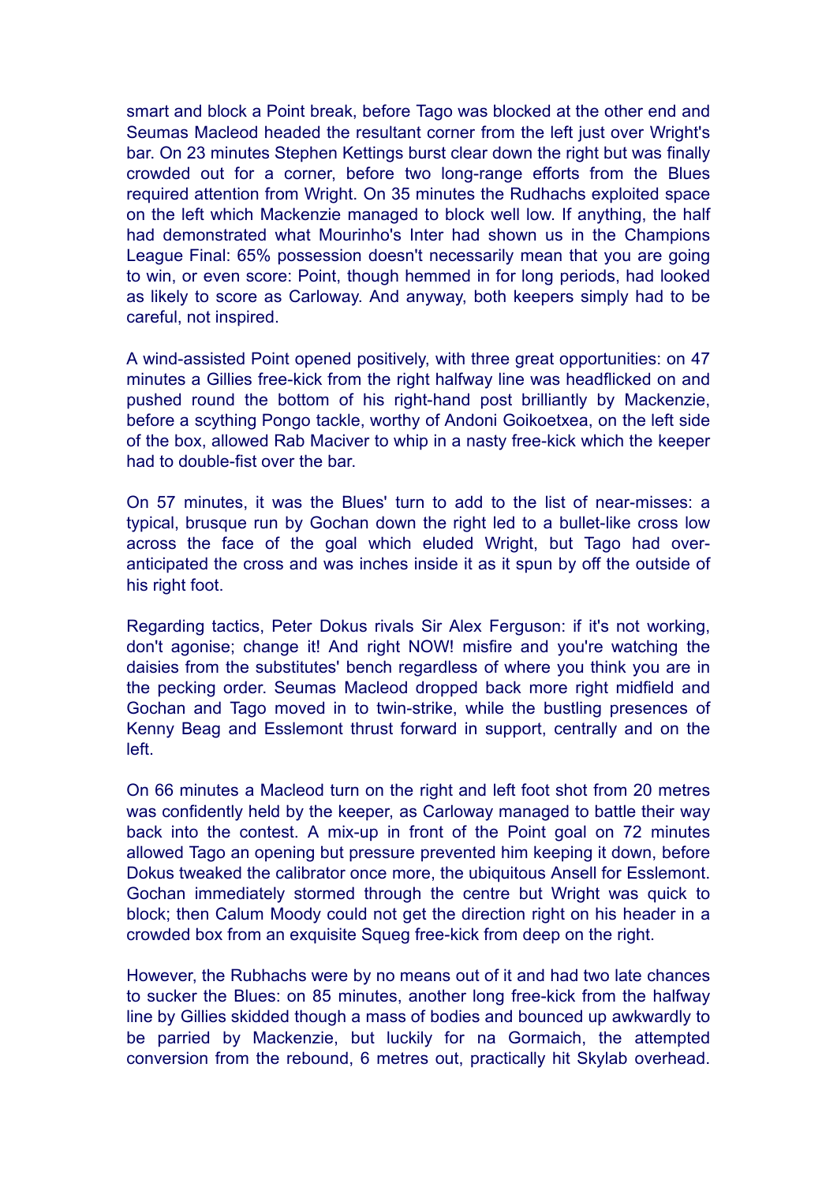smart and block a Point break, before Tago was blocked at the other end and Seumas Macleod headed the resultant corner from the left just over Wright's bar. On 23 minutes Stephen Kettings burst clear down the right but was finally crowded out for a corner, before two long-range efforts from the Blues required attention from Wright. On 35 minutes the Rudhachs exploited space on the left which Mackenzie managed to block well low. If anything, the half had demonstrated what Mourinho's Inter had shown us in the Champions League Final: 65% possession doesn't necessarily mean that you are going to win, or even score: Point, though hemmed in for long periods, had looked as likely to score as Carloway. And anyway, both keepers simply had to be careful, not inspired.

A wind-assisted Point opened positively, with three great opportunities: on 47 minutes a Gillies free-kick from the right halfway line was headflicked on and pushed round the bottom of his right-hand post brilliantly by Mackenzie, before a scything Pongo tackle, worthy of Andoni Goikoetxea, on the left side of the box, allowed Rab Maciver to whip in a nasty free-kick which the keeper had to double-fist over the bar.

On 57 minutes, it was the Blues' turn to add to the list of near-misses: a typical, brusque run by Gochan down the right led to a bullet-like cross low across the face of the goal which eluded Wright, but Tago had over-anticipated the cross and was inches inside it as it spun by off the outside of his right foot.

Regarding tactics, Peter Dokus rivals Sir Alex Ferguson: if it's not working, don't agonise; change it! And right NOW! misfire and you're watching the daisies from the substitutes' bench regardless of where you think you are in the pecking order. Seumas Macleod dropped back more right midfield and Gochan and Tago moved in to twin-strike, while the bustling presences of Kenny Beag and Esslemont thrust forward in support, centrally and on the left.

On 66 minutes a Macleod turn on the right and left foot shot from 20 metres was confidently held by the keeper, as Carloway managed to battle their way back into the contest. A mix-up in front of the Point goal on 72 minutes allowed Tago an opening but pressure prevented him keeping it down, before Dokus tweaked the calibrator once more, the ubiquitous Ansell for Esslemont. Gochan immediately stormed through the centre but Wright was quick to block; then Calum Moody could not get the direction right on his header in a crowded box from an exquisite Squeg free-kick from deep on the right.

However, the Rubhachs were by no means out of it and had two late chances to sucker the Blues: on 85 minutes, another long free-kick from the halfway line by Gillies skidded though a mass of bodies and bounced up awkwardly to be parried by Mackenzie, but luckily for na Gormaich, the attempted conversion from the rebound, 6 metres out, practically hit Skylab overhead.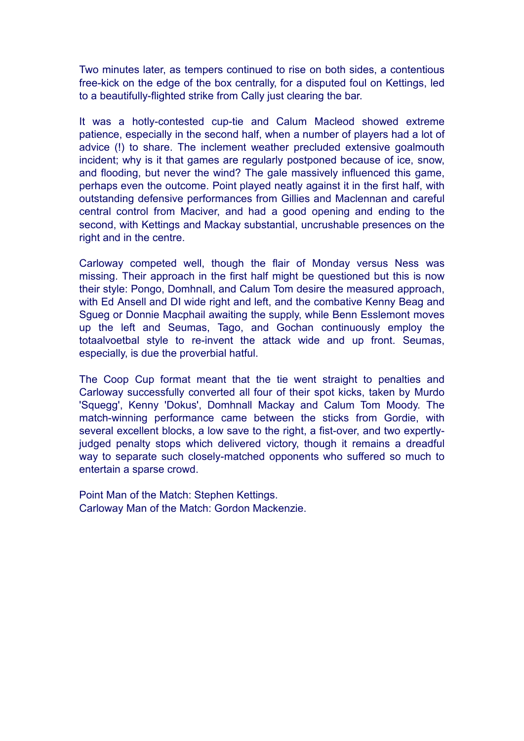Two minutes later, as tempers continued to rise on both sides, a contentious free-kick on the edge of the box centrally, for a disputed foul on Kettings, led to a beautifully-flighted strike from Cally just clearing the bar.

It was a hotly-contested cup-tie and Calum Macleod showed extreme patience, especially in the second half, when a number of players had a lot of advice (!) to share. The inclement weather precluded extensive goalmouth incident; why is it that games are regularly postponed because of ice, snow, and flooding, but never the wind? The gale massively influenced this game, perhaps even the outcome. Point played neatly against it in the first half, with outstanding defensive performances from Gillies and Maclennan and careful central control from Maciver, and had a good opening and ending to the second, with Kettings and Mackay substantial, uncrushable presences on the right and in the centre.

Carloway competed well, though the flair of Monday versus Ness was missing. Their approach in the first half might be questioned but this is now their style: Pongo, Domhnall, and Calum Tom desire the measured approach, with Ed Ansell and DI wide right and left, and the combative Kenny Beag and Sgueg or Donnie Macphail awaiting the supply, while Benn Esslemont moves up the left and Seumas, Tago, and Gochan continuously employ the totaalvoetbal style to re-invent the attack wide and up front. Seumas, especially, is due the proverbial hatful.

The Coop Cup format meant that the tie went straight to penalties and Carloway successfully converted all four of their spot kicks, taken by Murdo 'Squegg', Kenny 'Dokus', Domhnall Mackay and Calum Tom Moody. The match-winning performance came between the sticks from Gordie, with several excellent blocks, a low save to the right, a fist-over, and two expertly-judged penalty stops which delivered victory, though it remains a dreadful way to separate such closely-matched opponents who suffered so much to entertain a sparse crowd.

Point Man of the Match: Stephen Kettings.
Carloway Man of the Match: Gordon Mackenzie.